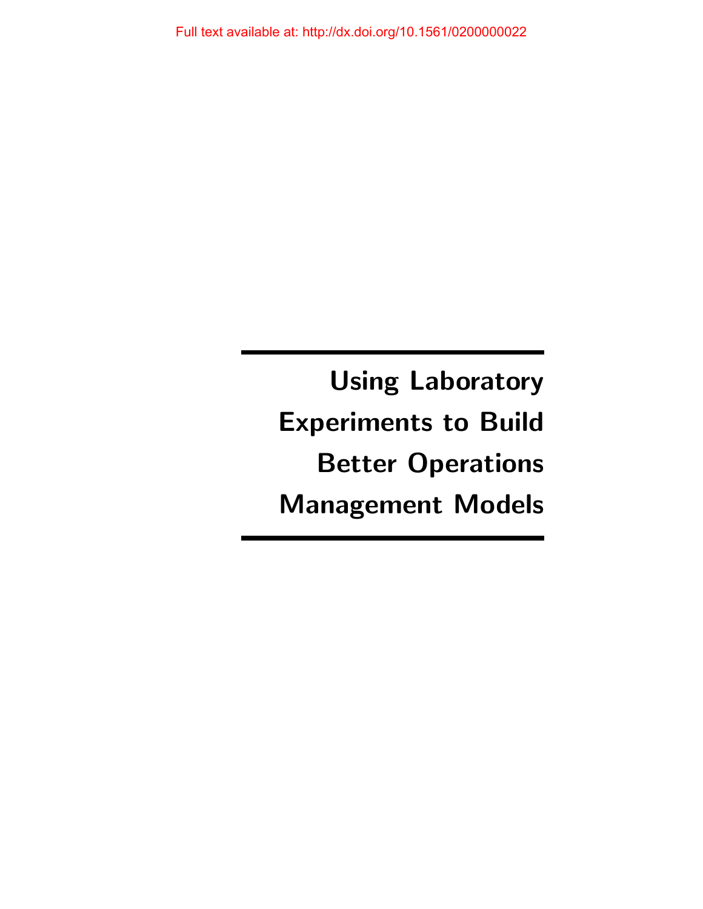Full text available at: http://dx.doi.org/10.1561/0200000022

# Using Laboratory Experiments to Build Better Operations Management Models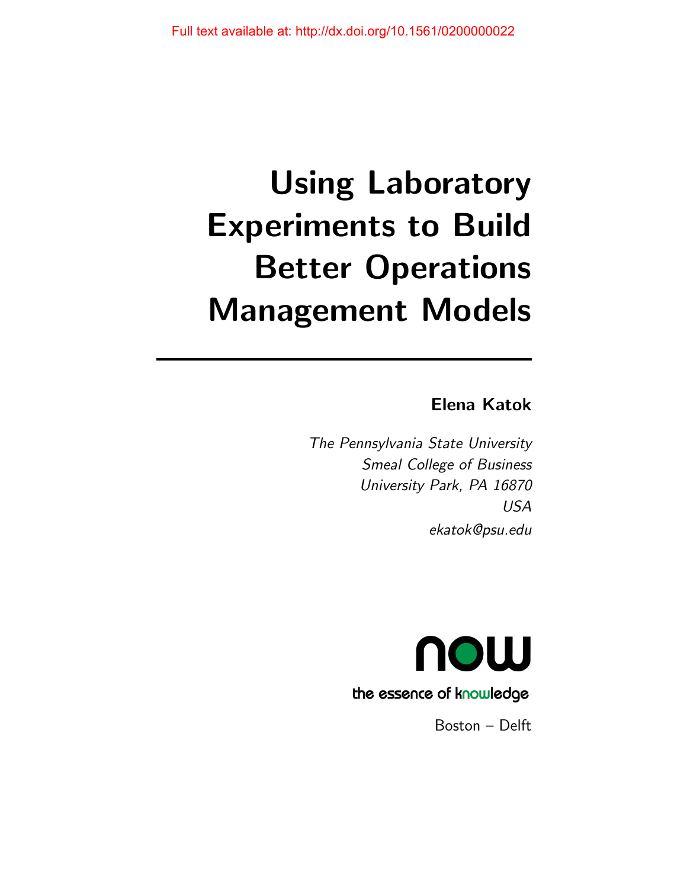# Using Laboratory Experiments to Build Better Operations Management Models

**Elena Katok**

*The Pennsylvania State University*
*Smeal College of Business*
*University Park, PA 16870*
*USA*
*ekatok@psu.edu*

the essence of knowledge

Boston – Delft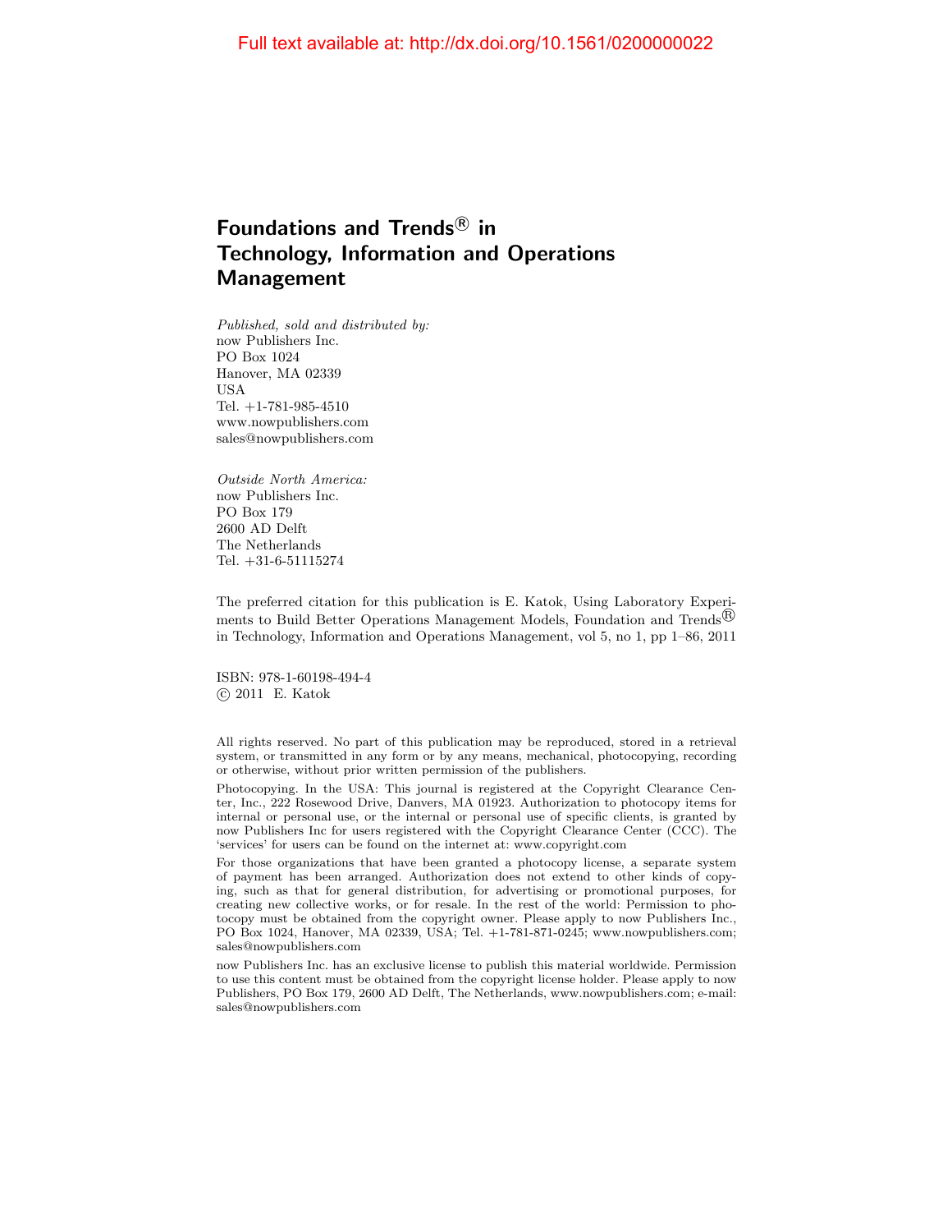Full text available at: http://dx.doi.org/10.1561/0200000022

# Foundations and Trends® in Technology, Information and Operations Management

*Published, sold and distributed by:*
now Publishers Inc.
PO Box 1024
Hanover, MA 02339
USA
Tel. +1-781-985-4510
www.nowpublishers.com
sales@nowpublishers.com

*Outside North America:*
now Publishers Inc.
PO Box 179
2600 AD Delft
The Netherlands
Tel. +31-6-51115274

The preferred citation for this publication is E. Katok, Using Laboratory Experiments to Build Better Operations Management Models, Foundation and Trends® in Technology, Information and Operations Management, vol 5, no 1, pp 1–86, 2011

ISBN: 978-1-60198-494-4
© 2011 E. Katok

All rights reserved. No part of this publication may be reproduced, stored in a retrieval system, or transmitted in any form or by any means, mechanical, photocopying, recording or otherwise, without prior written permission of the publishers.

Photocopying. In the USA: This journal is registered at the Copyright Clearance Center, Inc., 222 Rosewood Drive, Danvers, MA 01923. Authorization to photocopy items for internal or personal use, or the internal or personal use of specific clients, is granted by now Publishers Inc for users registered with the Copyright Clearance Center (CCC). The 'services' for users can be found on the internet at: www.copyright.com

For those organizations that have been granted a photocopy license, a separate system of payment has been arranged. Authorization does not extend to other kinds of copying, such as that for general distribution, for advertising or promotional purposes, for creating new collective works, or for resale. In the rest of the world: Permission to photocopy must be obtained from the copyright owner. Please apply to now Publishers Inc., PO Box 1024, Hanover, MA 02339, USA; Tel. +1-781-871-0245; www.nowpublishers.com; sales@nowpublishers.com

now Publishers Inc. has an exclusive license to publish this material worldwide. Permission to use this content must be obtained from the copyright license holder. Please apply to now Publishers, PO Box 179, 2600 AD Delft, The Netherlands, www.nowpublishers.com; e-mail: sales@nowpublishers.com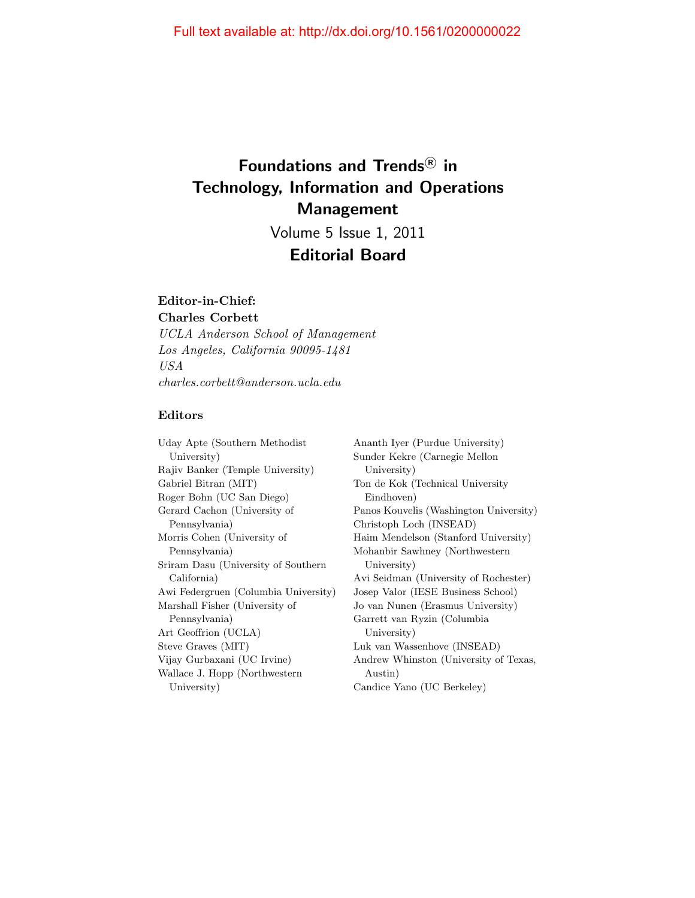Full text available at: http://dx.doi.org/10.1561/0200000022

# Foundations and Trends® in Technology, Information and Operations Management

Volume 5 Issue 1, 2011

## Editorial Board

**Editor-in-Chief:**

**Charles Corbett**

*UCLA Anderson School of Management*
*Los Angeles, California 90095-1481*
*USA*
*charles.corbett@anderson.ucla.edu*

**Editors**

Uday Apte (Southern Methodist University)
Rajiv Banker (Temple University)
Gabriel Bitran (MIT)
Roger Bohn (UC San Diego)
Gerard Cachon (University of Pennsylvania)
Morris Cohen (University of Pennsylvania)
Sriram Dasu (University of Southern California)
Awi Federgruen (Columbia University)
Marshall Fisher (University of Pennsylvania)
Art Geoffrion (UCLA)
Steve Graves (MIT)
Vijay Gurbaxani (UC Irvine)
Wallace J. Hopp (Northwestern University)
Ananth Iyer (Purdue University)
Sunder Kekre (Carnegie Mellon University)
Ton de Kok (Technical University Eindhoven)
Panos Kouvelis (Washington University)
Christoph Loch (INSEAD)
Haim Mendelson (Stanford University)
Mohanbir Sawhney (Northwestern University)
Avi Seidman (University of Rochester)
Josep Valor (IESE Business School)
Jo van Nunen (Erasmus University)
Garrett van Ryzin (Columbia University)
Luk van Wassenhove (INSEAD)
Andrew Whinston (University of Texas, Austin)
Candice Yano (UC Berkeley)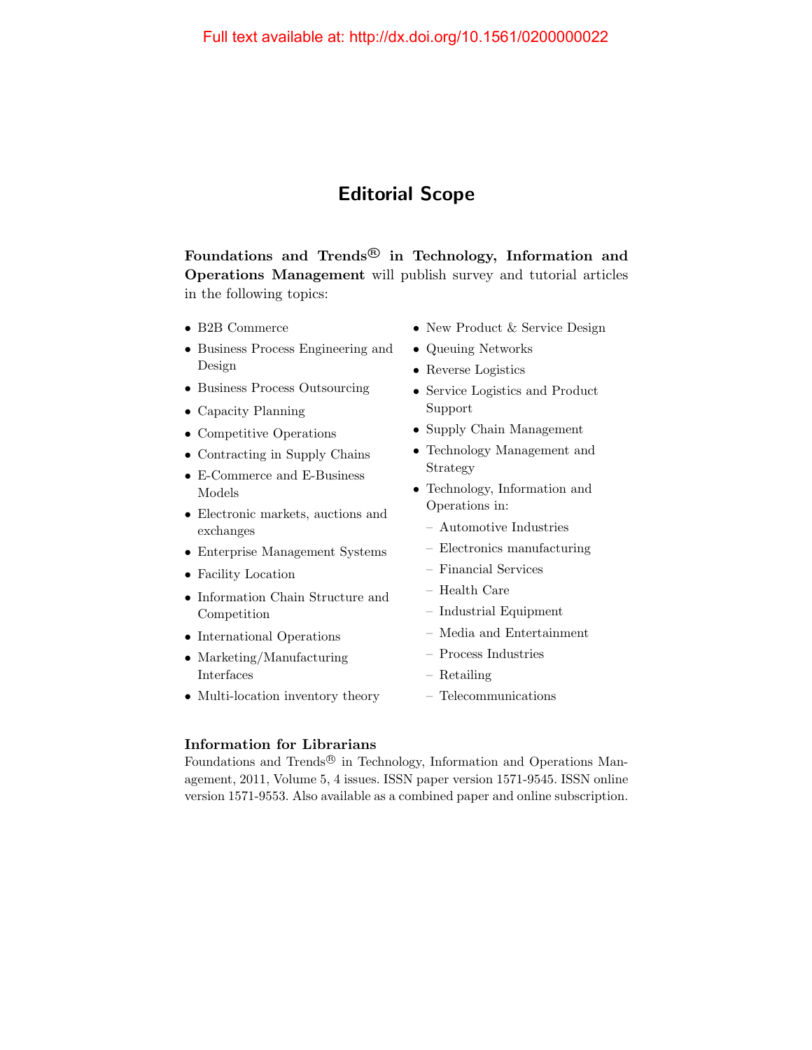Full text available at: http://dx.doi.org/10.1561/0200000022

# Editorial Scope

**Foundations and Trends® in Technology, Information and Operations Management** will publish survey and tutorial articles in the following topics:

- B2B Commerce
- Business Process Engineering and Design
- Business Process Outsourcing
- Capacity Planning
- Competitive Operations
- Contracting in Supply Chains
- E-Commerce and E-Business Models
- Electronic markets, auctions and exchanges
- Enterprise Management Systems
- Facility Location
- Information Chain Structure and Competition
- International Operations
- Marketing/Manufacturing Interfaces
- Multi-location inventory theory
- New Product & Service Design
- Queuing Networks
- Reverse Logistics
- Service Logistics and Product Support
- Supply Chain Management
- Technology Management and Strategy
- Technology, Information and Operations in:
  - Automotive Industries
  - Electronics manufacturing
  - Financial Services
  - Health Care
  - Industrial Equipment
  - Media and Entertainment
  - Process Industries
  - Retailing
  - Telecommunications

### Information for Librarians

Foundations and Trends® in Technology, Information and Operations Management, 2011, Volume 5, 4 issues. ISSN paper version 1571-9545. ISSN online version 1571-9553. Also available as a combined paper and online subscription.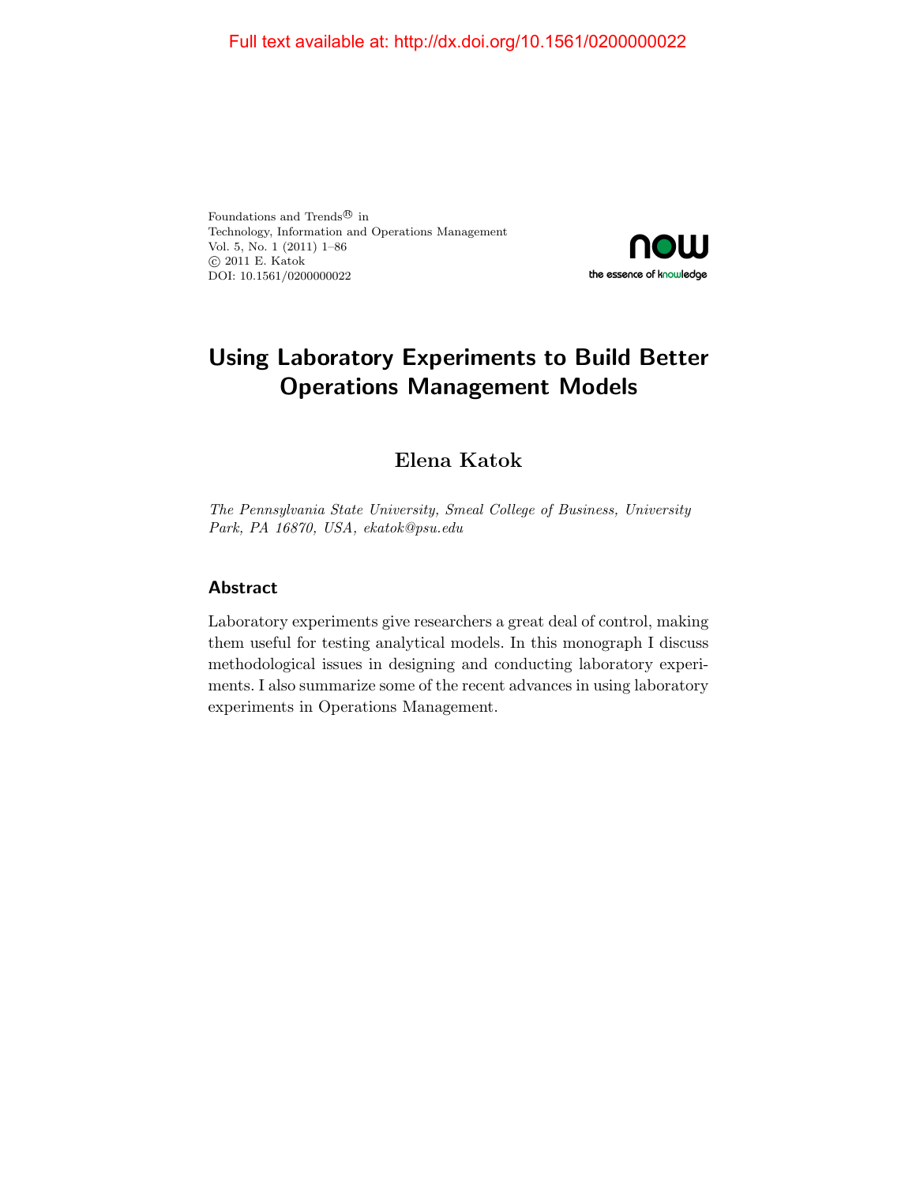Full text available at: http://dx.doi.org/10.1561/0200000022

Foundations and Trends® in
Technology, Information and Operations Management
Vol. 5, No. 1 (2011) 1–86
© 2011 E. Katok
DOI: 10.1561/0200000022

# Using Laboratory Experiments to Build Better Operations Management Models

**Elena Katok**

*The Pennsylvania State University, Smeal College of Business, University Park, PA 16870, USA, ekatok@psu.edu*

## Abstract

Laboratory experiments give researchers a great deal of control, making them useful for testing analytical models. In this monograph I discuss methodological issues in designing and conducting laboratory experiments. I also summarize some of the recent advances in using laboratory experiments in Operations Management.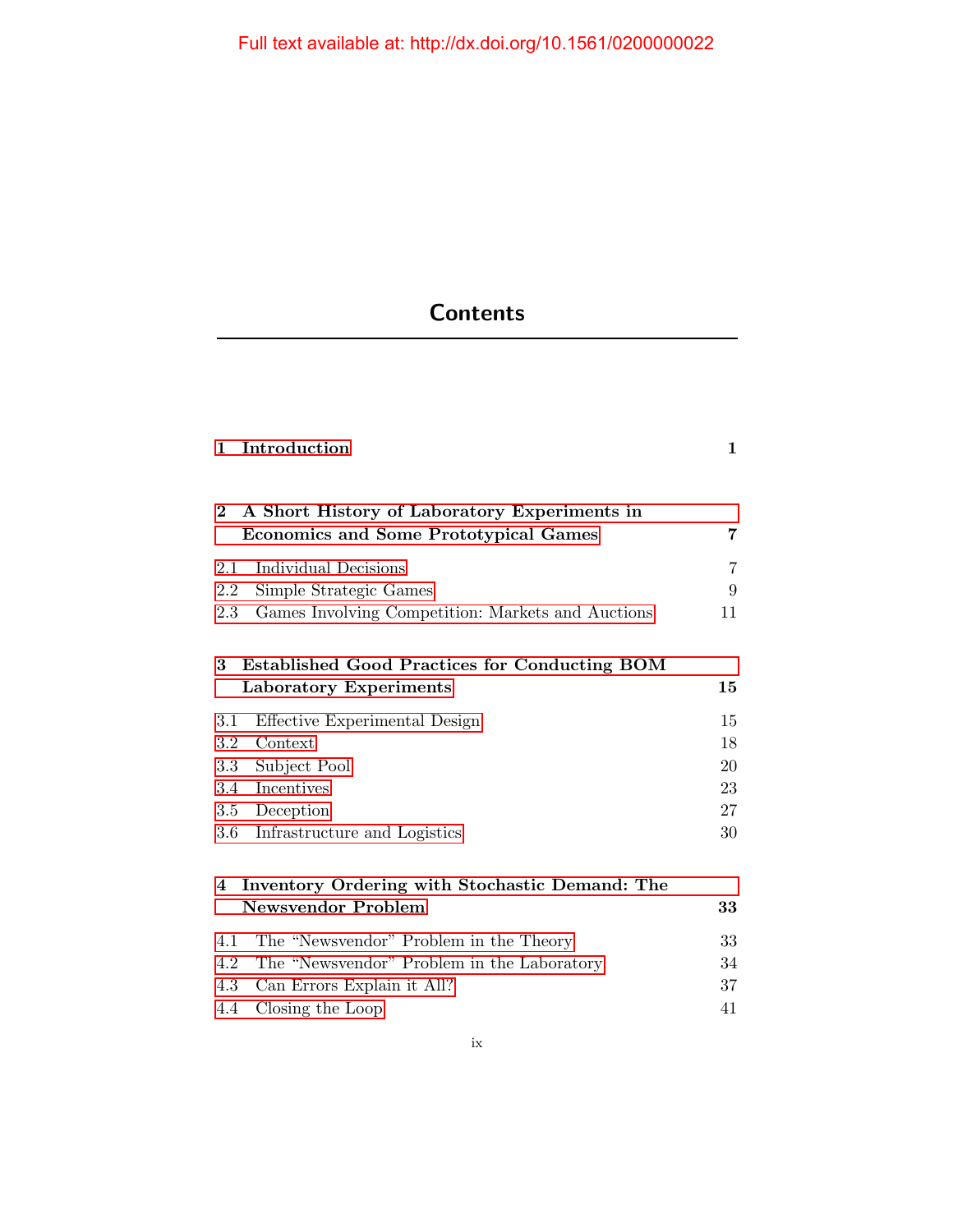# Contents

| | |
|---|---|
| **1 Introduction** | **1** |
| **2 A Short History of Laboratory Experiments in Economics and Some Prototypical Games** | **7** |
| 2.1 Individual Decisions | 7 |
| 2.2 Simple Strategic Games | 9 |
| 2.3 Games Involving Competition: Markets and Auctions | 11 |
| **3 Established Good Practices for Conducting BOM Laboratory Experiments** | **15** |
| 3.1 Effective Experimental Design | 15 |
| 3.2 Context | 18 |
| 3.3 Subject Pool | 20 |
| 3.4 Incentives | 23 |
| 3.5 Deception | 27 |
| 3.6 Infrastructure and Logistics | 30 |
| **4 Inventory Ordering with Stochastic Demand: The Newsvendor Problem** | **33** |
| 4.1 The "Newsvendor" Problem in the Theory | 33 |
| 4.2 The "Newsvendor" Problem in the Laboratory | 34 |
| 4.3 Can Errors Explain it All? | 37 |
| 4.4 Closing the Loop | 41 |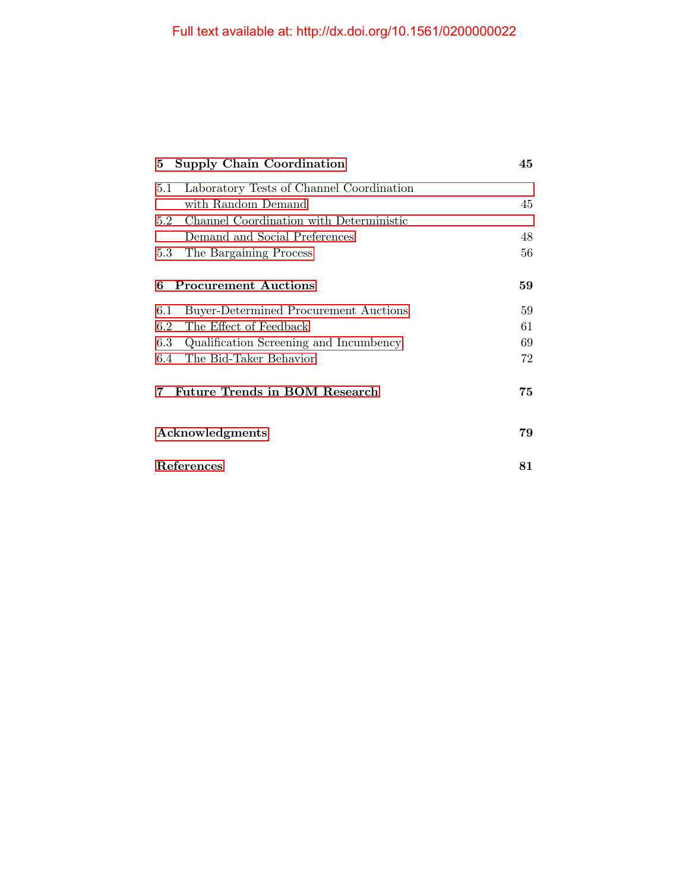**5 Supply Chain Coordination** **45**

5.1 Laboratory Tests of Channel Coordination with Random Demand 45

5.2 Channel Coordination with Deterministic Demand and Social Preferences 48

5.3 The Bargaining Process 56

**6 Procurement Auctions** **59**

6.1 Buyer-Determined Procurement Auctions 59

6.2 The Effect of Feedback 61

6.3 Qualification Screening and Incumbency 69

6.4 The Bid-Taker Behavior 72

**7 Future Trends in BOM Research** **75**

**Acknowledgments** **79**

**References** **81**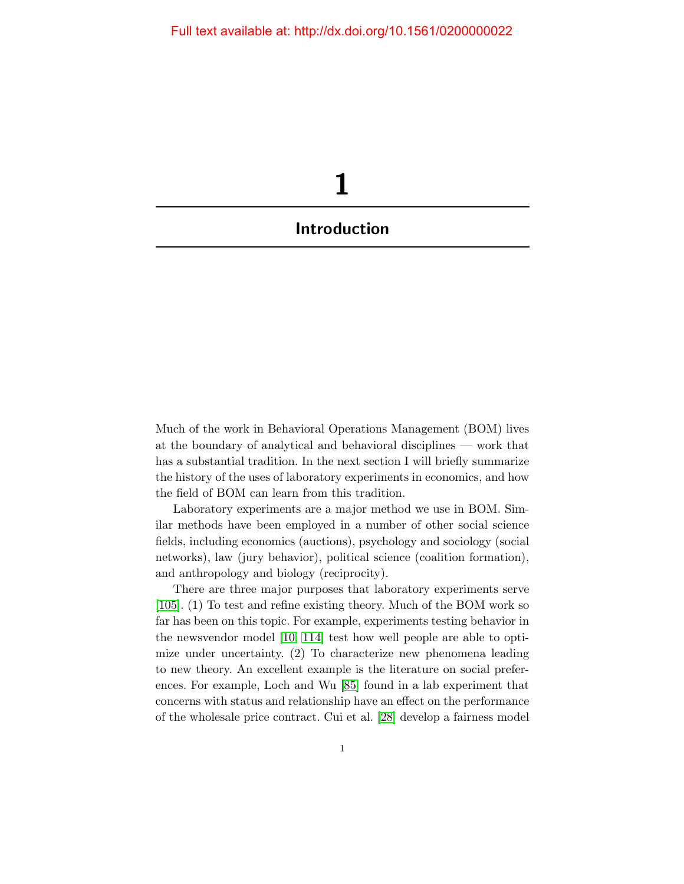# 1

## Introduction

Much of the work in Behavioral Operations Management (BOM) lives at the boundary of analytical and behavioral disciplines — work that has a substantial tradition. In the next section I will briefly summarize the history of the uses of laboratory experiments in economics, and how the field of BOM can learn from this tradition.

Laboratory experiments are a major method we use in BOM. Similar methods have been employed in a number of other social science fields, including economics (auctions), psychology and sociology (social networks), law (jury behavior), political science (coalition formation), and anthropology and biology (reciprocity).

There are three major purposes that laboratory experiments serve [105]. (1) To test and refine existing theory. Much of the BOM work so far has been on this topic. For example, experiments testing behavior in the newsvendor model [10, 114] test how well people are able to optimize under uncertainty. (2) To characterize new phenomena leading to new theory. An excellent example is the literature on social preferences. For example, Loch and Wu [85] found in a lab experiment that concerns with status and relationship have an effect on the performance of the wholesale price contract. Cui et al. [28] develop a fairness model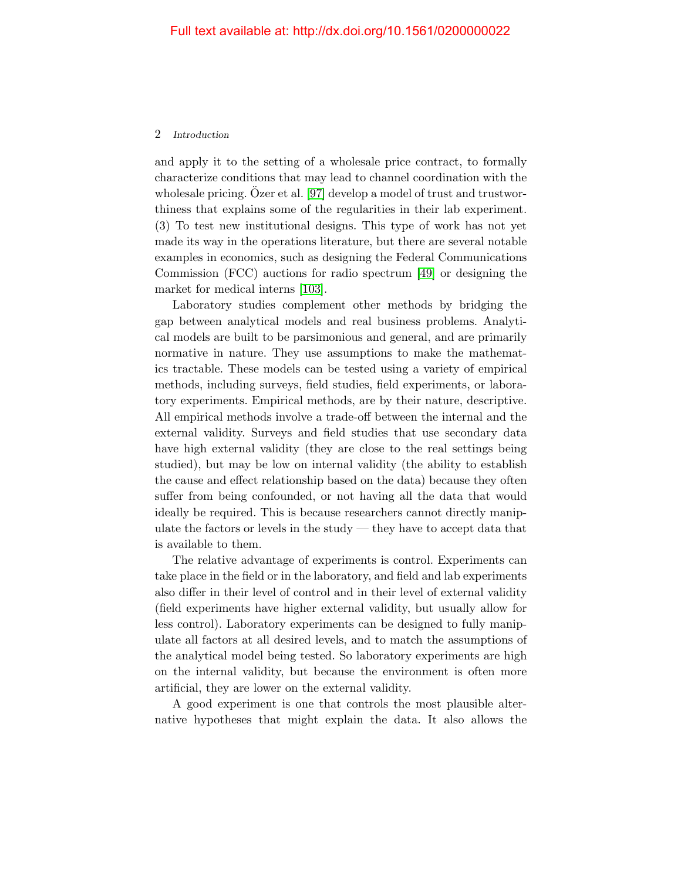and apply it to the setting of a wholesale price contract, to formally characterize conditions that may lead to channel coordination with the wholesale pricing. Özer et al. [97] develop a model of trust and trustworthiness that explains some of the regularities in their lab experiment. (3) To test new institutional designs. This type of work has not yet made its way in the operations literature, but there are several notable examples in economics, such as designing the Federal Communications Commission (FCC) auctions for radio spectrum [49] or designing the market for medical interns [103].

Laboratory studies complement other methods by bridging the gap between analytical models and real business problems. Analytical models are built to be parsimonious and general, and are primarily normative in nature. They use assumptions to make the mathematics tractable. These models can be tested using a variety of empirical methods, including surveys, field studies, field experiments, or laboratory experiments. Empirical methods, are by their nature, descriptive. All empirical methods involve a trade-off between the internal and the external validity. Surveys and field studies that use secondary data have high external validity (they are close to the real settings being studied), but may be low on internal validity (the ability to establish the cause and effect relationship based on the data) because they often suffer from being confounded, or not having all the data that would ideally be required. This is because researchers cannot directly manipulate the factors or levels in the study — they have to accept data that is available to them.

The relative advantage of experiments is control. Experiments can take place in the field or in the laboratory, and field and lab experiments also differ in their level of control and in their level of external validity (field experiments have higher external validity, but usually allow for less control). Laboratory experiments can be designed to fully manipulate all factors at all desired levels, and to match the assumptions of the analytical model being tested. So laboratory experiments are high on the internal validity, but because the environment is often more artificial, they are lower on the external validity.

A good experiment is one that controls the most plausible alternative hypotheses that might explain the data. It also allows the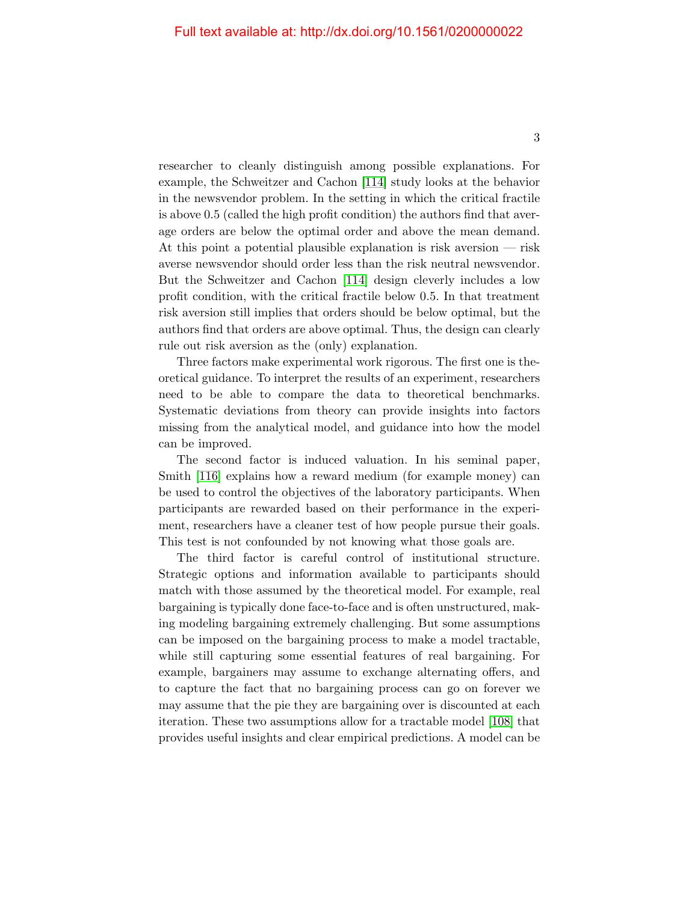researcher to cleanly distinguish among possible explanations. For example, the Schweitzer and Cachon [114] study looks at the behavior in the newsvendor problem. In the setting in which the critical fractile is above 0.5 (called the high profit condition) the authors find that average orders are below the optimal order and above the mean demand. At this point a potential plausible explanation is risk aversion — risk averse newsvendor should order less than the risk neutral newsvendor. But the Schweitzer and Cachon [114] design cleverly includes a low profit condition, with the critical fractile below 0.5. In that treatment risk aversion still implies that orders should be below optimal, but the authors find that orders are above optimal. Thus, the design can clearly rule out risk aversion as the (only) explanation.

Three factors make experimental work rigorous. The first one is theoretical guidance. To interpret the results of an experiment, researchers need to be able to compare the data to theoretical benchmarks. Systematic deviations from theory can provide insights into factors missing from the analytical model, and guidance into how the model can be improved.

The second factor is induced valuation. In his seminal paper, Smith [116] explains how a reward medium (for example money) can be used to control the objectives of the laboratory participants. When participants are rewarded based on their performance in the experiment, researchers have a cleaner test of how people pursue their goals. This test is not confounded by not knowing what those goals are.

The third factor is careful control of institutional structure. Strategic options and information available to participants should match with those assumed by the theoretical model. For example, real bargaining is typically done face-to-face and is often unstructured, making modeling bargaining extremely challenging. But some assumptions can be imposed on the bargaining process to make a model tractable, while still capturing some essential features of real bargaining. For example, bargainers may assume to exchange alternating offers, and to capture the fact that no bargaining process can go on forever we may assume that the pie they are bargaining over is discounted at each iteration. These two assumptions allow for a tractable model [108] that provides useful insights and clear empirical predictions. A model can be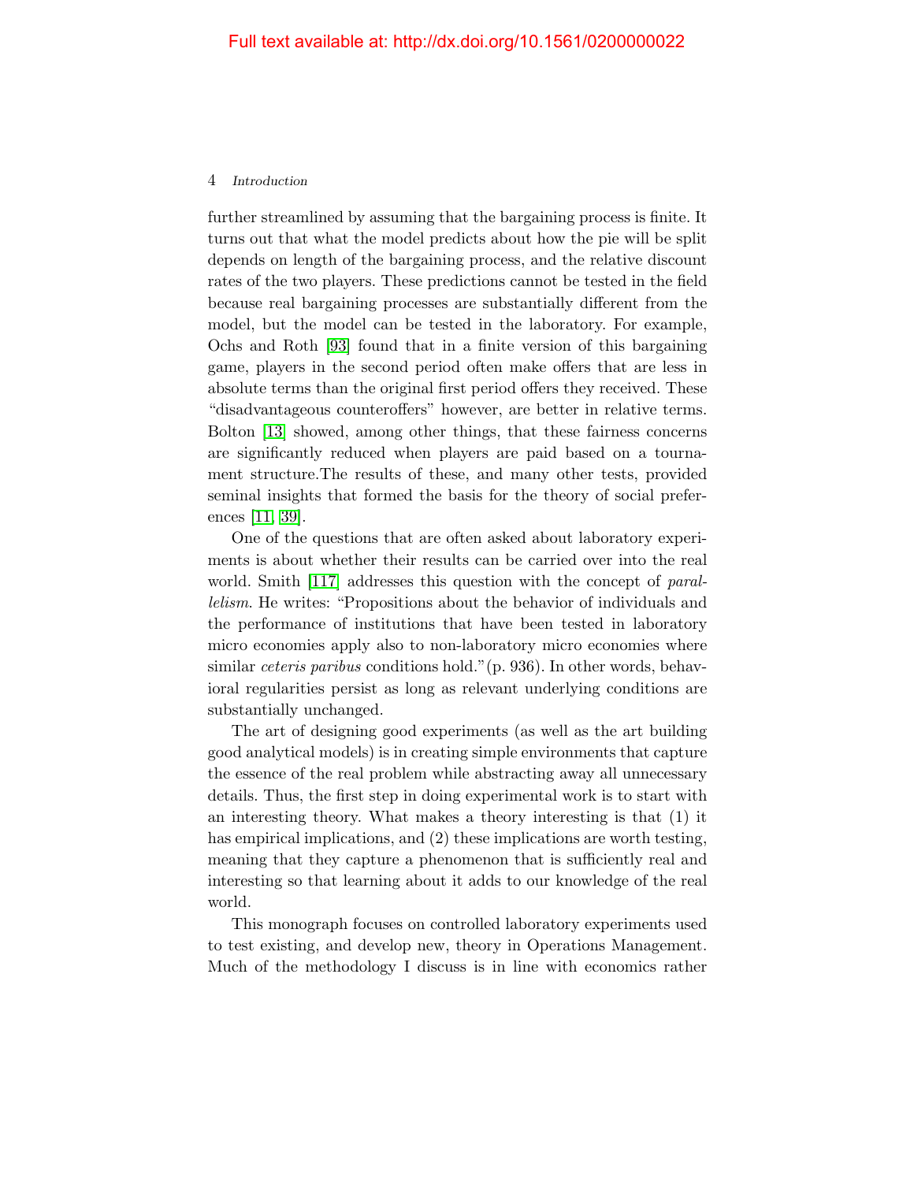further streamlined by assuming that the bargaining process is finite. It turns out that what the model predicts about how the pie will be split depends on length of the bargaining process, and the relative discount rates of the two players. These predictions cannot be tested in the field because real bargaining processes are substantially different from the model, but the model can be tested in the laboratory. For example, Ochs and Roth [93] found that in a finite version of this bargaining game, players in the second period often make offers that are less in absolute terms than the original first period offers they received. These "disadvantageous counteroffers" however, are better in relative terms. Bolton [13] showed, among other things, that these fairness concerns are significantly reduced when players are paid based on a tournament structure.The results of these, and many other tests, provided seminal insights that formed the basis for the theory of social preferences [11, 39].

One of the questions that are often asked about laboratory experiments is about whether their results can be carried over into the real world. Smith [117] addresses this question with the concept of *parallelism*. He writes: "Propositions about the behavior of individuals and the performance of institutions that have been tested in laboratory micro economies apply also to non-laboratory micro economies where similar *ceteris paribus* conditions hold."(p. 936). In other words, behavioral regularities persist as long as relevant underlying conditions are substantially unchanged.

The art of designing good experiments (as well as the art building good analytical models) is in creating simple environments that capture the essence of the real problem while abstracting away all unnecessary details. Thus, the first step in doing experimental work is to start with an interesting theory. What makes a theory interesting is that (1) it has empirical implications, and (2) these implications are worth testing, meaning that they capture a phenomenon that is sufficiently real and interesting so that learning about it adds to our knowledge of the real world.

This monograph focuses on controlled laboratory experiments used to test existing, and develop new, theory in Operations Management. Much of the methodology I discuss is in line with economics rather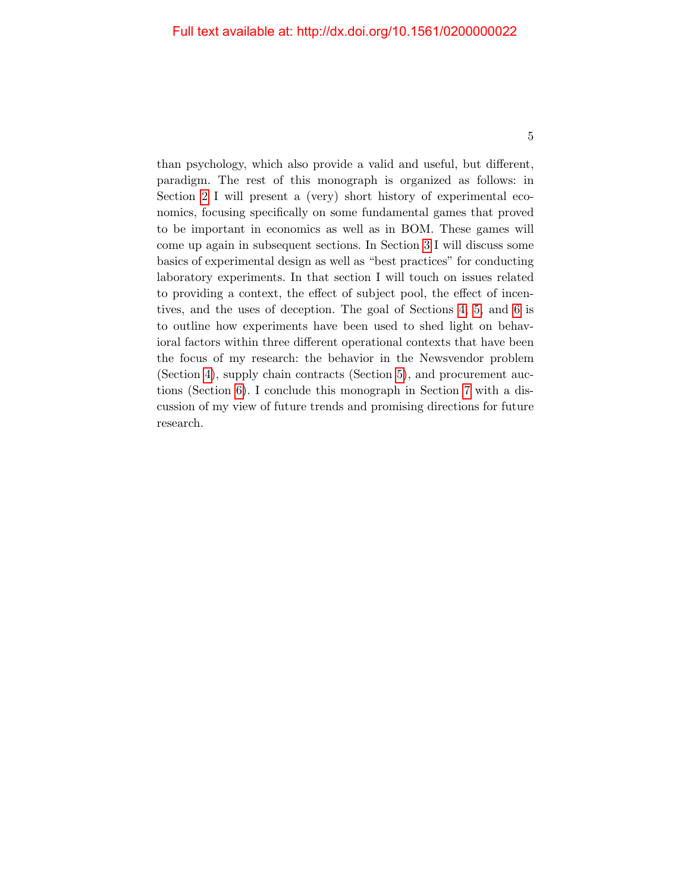than psychology, which also provide a valid and useful, but different, paradigm. The rest of this monograph is organized as follows: in Section 2 I will present a (very) short history of experimental economics, focusing specifically on some fundamental games that proved to be important in economics as well as in BOM. These games will come up again in subsequent sections. In Section 3 I will discuss some basics of experimental design as well as "best practices" for conducting laboratory experiments. In that section I will touch on issues related to providing a context, the effect of subject pool, the effect of incentives, and the uses of deception. The goal of Sections 4, 5, and 6 is to outline how experiments have been used to shed light on behavioral factors within three different operational contexts that have been the focus of my research: the behavior in the Newsvendor problem (Section 4), supply chain contracts (Section 5), and procurement auctions (Section 6). I conclude this monograph in Section 7 with a discussion of my view of future trends and promising directions for future research.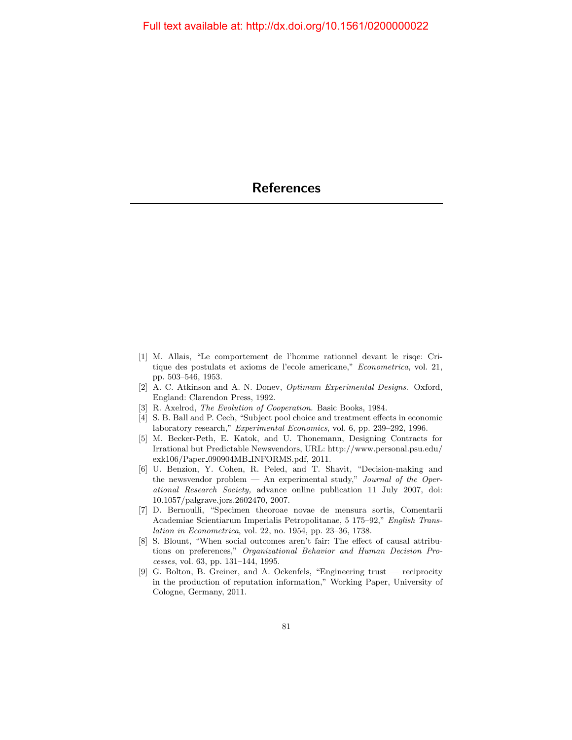# References

[1] M. Allais, "Le comportement de l'homme rationnel devant le risqe: Critique des postulats et axioms de l'ecole americane," *Econometrica*, vol. 21, pp. 503–546, 1953.

[2] A. C. Atkinson and A. N. Donev, *Optimum Experimental Designs*. Oxford, England: Clarendon Press, 1992.

[3] R. Axelrod, *The Evolution of Cooperation*. Basic Books, 1984.

[4] S. B. Ball and P. Cech, "Subject pool choice and treatment effects in economic laboratory research," *Experimental Economics*, vol. 6, pp. 239–292, 1996.

[5] M. Becker-Peth, E. Katok, and U. Thonemann, Designing Contracts for Irrational but Predictable Newsvendors, URL: http://www.personal.psu.edu/exk106/Paper_090904MB_INFORMS.pdf, 2011.

[6] U. Benzion, Y. Cohen, R. Peled, and T. Shavit, "Decision-making and the newsvendor problem — An experimental study," *Journal of the Operational Research Society,* advance online publication 11 July 2007, doi: 10.1057/palgrave.jors.2602470, 2007.

[7] D. Bernoulli, "Specimen theoroae novae de mensura sortis, Comentarii Academiae Scientiarum Imperialis Petropolitanae, 5 175–92," *English Translation in Econometrica*, vol. 22, no. 1954, pp. 23–36, 1738.

[8] S. Blount, "When social outcomes aren't fair: The effect of causal attributions on preferences," *Organizational Behavior and Human Decision Processes*, vol. 63, pp. 131–144, 1995.

[9] G. Bolton, B. Greiner, and A. Ockenfels, "Engineering trust — reciprocity in the production of reputation information," Working Paper, University of Cologne, Germany, 2011.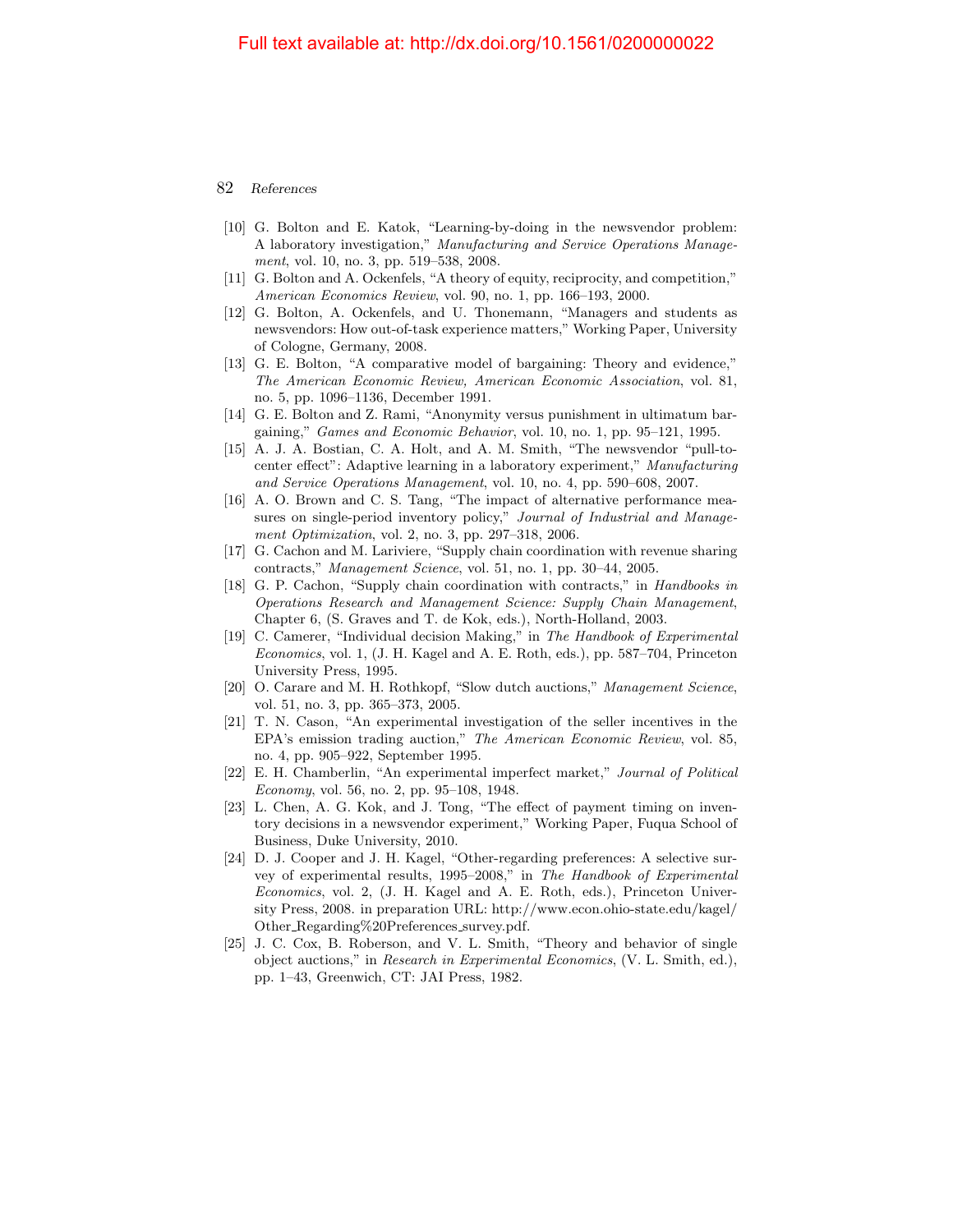- [10] G. Bolton and E. Katok, "Learning-by-doing in the newsvendor problem: A laboratory investigation," *Manufacturing and Service Operations Management*, vol. 10, no. 3, pp. 519–538, 2008.
- [11] G. Bolton and A. Ockenfels, "A theory of equity, reciprocity, and competition," *American Economics Review*, vol. 90, no. 1, pp. 166–193, 2000.
- [12] G. Bolton, A. Ockenfels, and U. Thonemann, "Managers and students as newsvendors: How out-of-task experience matters," Working Paper, University of Cologne, Germany, 2008.
- [13] G. E. Bolton, "A comparative model of bargaining: Theory and evidence," *The American Economic Review, American Economic Association*, vol. 81, no. 5, pp. 1096–1136, December 1991.
- [14] G. E. Bolton and Z. Rami, "Anonymity versus punishment in ultimatum bargaining," *Games and Economic Behavior*, vol. 10, no. 1, pp. 95–121, 1995.
- [15] A. J. A. Bostian, C. A. Holt, and A. M. Smith, "The newsvendor "pull-to-center effect": Adaptive learning in a laboratory experiment," *Manufacturing and Service Operations Management*, vol. 10, no. 4, pp. 590–608, 2007.
- [16] A. O. Brown and C. S. Tang, "The impact of alternative performance measures on single-period inventory policy," *Journal of Industrial and Management Optimization*, vol. 2, no. 3, pp. 297–318, 2006.
- [17] G. Cachon and M. Lariviere, "Supply chain coordination with revenue sharing contracts," *Management Science*, vol. 51, no. 1, pp. 30–44, 2005.
- [18] G. P. Cachon, "Supply chain coordination with contracts," in *Handbooks in Operations Research and Management Science: Supply Chain Management*, Chapter 6, (S. Graves and T. de Kok, eds.), North-Holland, 2003.
- [19] C. Camerer, "Individual decision Making," in *The Handbook of Experimental Economics*, vol. 1, (J. H. Kagel and A. E. Roth, eds.), pp. 587–704, Princeton University Press, 1995.
- [20] O. Carare and M. H. Rothkopf, "Slow dutch auctions," *Management Science*, vol. 51, no. 3, pp. 365–373, 2005.
- [21] T. N. Cason, "An experimental investigation of the seller incentives in the EPA's emission trading auction," *The American Economic Review*, vol. 85, no. 4, pp. 905–922, September 1995.
- [22] E. H. Chamberlin, "An experimental imperfect market," *Journal of Political Economy*, vol. 56, no. 2, pp. 95–108, 1948.
- [23] L. Chen, A. G. Kok, and J. Tong, "The effect of payment timing on inventory decisions in a newsvendor experiment," Working Paper, Fuqua School of Business, Duke University, 2010.
- [24] D. J. Cooper and J. H. Kagel, "Other-regarding preferences: A selective survey of experimental results, 1995–2008," in *The Handbook of Experimental Economics*, vol. 2, (J. H. Kagel and A. E. Roth, eds.), Princeton University Press, 2008. in preparation URL: http://www.econ.ohio-state.edu/kagel/Other_Regarding%20Preferences_survey.pdf.
- [25] J. C. Cox, B. Roberson, and V. L. Smith, "Theory and behavior of single object auctions," in *Research in Experimental Economics*, (V. L. Smith, ed.), pp. 1–43, Greenwich, CT: JAI Press, 1982.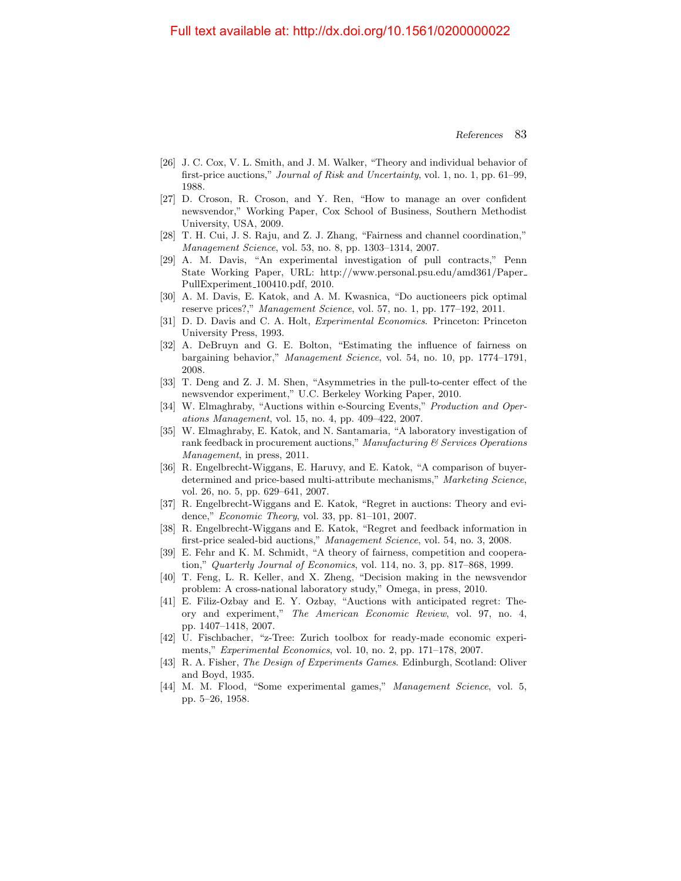[26] J. C. Cox, V. L. Smith, and J. M. Walker, "Theory and individual behavior of first-price auctions," *Journal of Risk and Uncertainty*, vol. 1, no. 1, pp. 61–99, 1988.

[27] D. Croson, R. Croson, and Y. Ren, "How to manage an over confident newsvendor," Working Paper, Cox School of Business, Southern Methodist University, USA, 2009.

[28] T. H. Cui, J. S. Raju, and Z. J. Zhang, "Fairness and channel coordination," *Management Science*, vol. 53, no. 8, pp. 1303–1314, 2007.

[29] A. M. Davis, "An experimental investigation of pull contracts," Penn State Working Paper, URL: http://www.personal.psu.edu/amd361/Paper_PullExperiment_100410.pdf, 2010.

[30] A. M. Davis, E. Katok, and A. M. Kwasnica, "Do auctioneers pick optimal reserve prices?," *Management Science*, vol. 57, no. 1, pp. 177–192, 2011.

[31] D. D. Davis and C. A. Holt, *Experimental Economics*. Princeton: Princeton University Press, 1993.

[32] A. DeBruyn and G. E. Bolton, "Estimating the influence of fairness on bargaining behavior," *Management Science*, vol. 54, no. 10, pp. 1774–1791, 2008.

[33] T. Deng and Z. J. M. Shen, "Asymmetries in the pull-to-center effect of the newsvendor experiment," U.C. Berkeley Working Paper, 2010.

[34] W. Elmaghraby, "Auctions within e-Sourcing Events," *Production and Operations Management*, vol. 15, no. 4, pp. 409–422, 2007.

[35] W. Elmaghraby, E. Katok, and N. Santamaria, "A laboratory investigation of rank feedback in procurement auctions," *Manufacturing & Services Operations Management*, in press, 2011.

[36] R. Engelbrecht-Wiggans, E. Haruvy, and E. Katok, "A comparison of buyer-determined and price-based multi-attribute mechanisms," *Marketing Science*, vol. 26, no. 5, pp. 629–641, 2007.

[37] R. Engelbrecht-Wiggans and E. Katok, "Regret in auctions: Theory and evidence," *Economic Theory*, vol. 33, pp. 81–101, 2007.

[38] R. Engelbrecht-Wiggans and E. Katok, "Regret and feedback information in first-price sealed-bid auctions," *Management Science*, vol. 54, no. 3, 2008.

[39] E. Fehr and K. M. Schmidt, "A theory of fairness, competition and cooperation," *Quarterly Journal of Economics*, vol. 114, no. 3, pp. 817–868, 1999.

[40] T. Feng, L. R. Keller, and X. Zheng, "Decision making in the newsvendor problem: A cross-national laboratory study," Omega, in press, 2010.

[41] E. Filiz-Ozbay and E. Y. Ozbay, "Auctions with anticipated regret: Theory and experiment," *The American Economic Review*, vol. 97, no. 4, pp. 1407–1418, 2007.

[42] U. Fischbacher, "z-Tree: Zurich toolbox for ready-made economic experiments," *Experimental Economics*, vol. 10, no. 2, pp. 171–178, 2007.

[43] R. A. Fisher, *The Design of Experiments Games*. Edinburgh, Scotland: Oliver and Boyd, 1935.

[44] M. M. Flood, "Some experimental games," *Management Science*, vol. 5, pp. 5–26, 1958.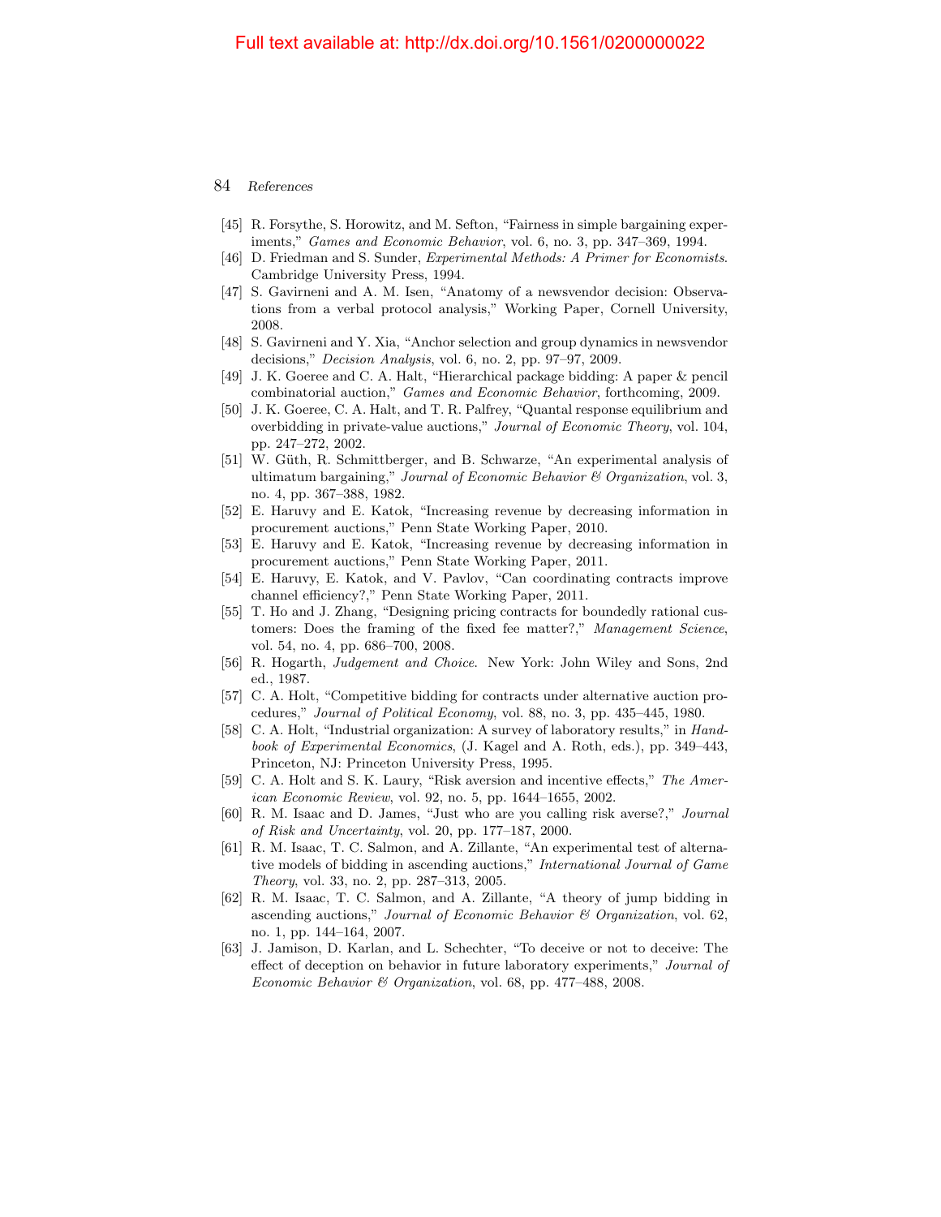- [45] R. Forsythe, S. Horowitz, and M. Sefton, "Fairness in simple bargaining experiments," *Games and Economic Behavior*, vol. 6, no. 3, pp. 347–369, 1994.
- [46] D. Friedman and S. Sunder, *Experimental Methods: A Primer for Economists*. Cambridge University Press, 1994.
- [47] S. Gavirneni and A. M. Isen, "Anatomy of a newsvendor decision: Observations from a verbal protocol analysis," Working Paper, Cornell University, 2008.
- [48] S. Gavirneni and Y. Xia, "Anchor selection and group dynamics in newsvendor decisions," *Decision Analysis*, vol. 6, no. 2, pp. 97–97, 2009.
- [49] J. K. Goeree and C. A. Halt, "Hierarchical package bidding: A paper & pencil combinatorial auction," *Games and Economic Behavior*, forthcoming, 2009.
- [50] J. K. Goeree, C. A. Halt, and T. R. Palfrey, "Quantal response equilibrium and overbidding in private-value auctions," *Journal of Economic Theory*, vol. 104, pp. 247–272, 2002.
- [51] W. Güth, R. Schmittberger, and B. Schwarze, "An experimental analysis of ultimatum bargaining," *Journal of Economic Behavior & Organization*, vol. 3, no. 4, pp. 367–388, 1982.
- [52] E. Haruvy and E. Katok, "Increasing revenue by decreasing information in procurement auctions," Penn State Working Paper, 2010.
- [53] E. Haruvy and E. Katok, "Increasing revenue by decreasing information in procurement auctions," Penn State Working Paper, 2011.
- [54] E. Haruvy, E. Katok, and V. Pavlov, "Can coordinating contracts improve channel efficiency?," Penn State Working Paper, 2011.
- [55] T. Ho and J. Zhang, "Designing pricing contracts for boundedly rational customers: Does the framing of the fixed fee matter?," *Management Science*, vol. 54, no. 4, pp. 686–700, 2008.
- [56] R. Hogarth, *Judgement and Choice*. New York: John Wiley and Sons, 2nd ed., 1987.
- [57] C. A. Holt, "Competitive bidding for contracts under alternative auction procedures," *Journal of Political Economy*, vol. 88, no. 3, pp. 435–445, 1980.
- [58] C. A. Holt, "Industrial organization: A survey of laboratory results," in *Handbook of Experimental Economics*, (J. Kagel and A. Roth, eds.), pp. 349–443, Princeton, NJ: Princeton University Press, 1995.
- [59] C. A. Holt and S. K. Laury, "Risk aversion and incentive effects," *The American Economic Review*, vol. 92, no. 5, pp. 1644–1655, 2002.
- [60] R. M. Isaac and D. James, "Just who are you calling risk averse?," *Journal of Risk and Uncertainty*, vol. 20, pp. 177–187, 2000.
- [61] R. M. Isaac, T. C. Salmon, and A. Zillante, "An experimental test of alternative models of bidding in ascending auctions," *International Journal of Game Theory*, vol. 33, no. 2, pp. 287–313, 2005.
- [62] R. M. Isaac, T. C. Salmon, and A. Zillante, "A theory of jump bidding in ascending auctions," *Journal of Economic Behavior & Organization*, vol. 62, no. 1, pp. 144–164, 2007.
- [63] J. Jamison, D. Karlan, and L. Schechter, "To deceive or not to deceive: The effect of deception on behavior in future laboratory experiments," *Journal of Economic Behavior & Organization*, vol. 68, pp. 477–488, 2008.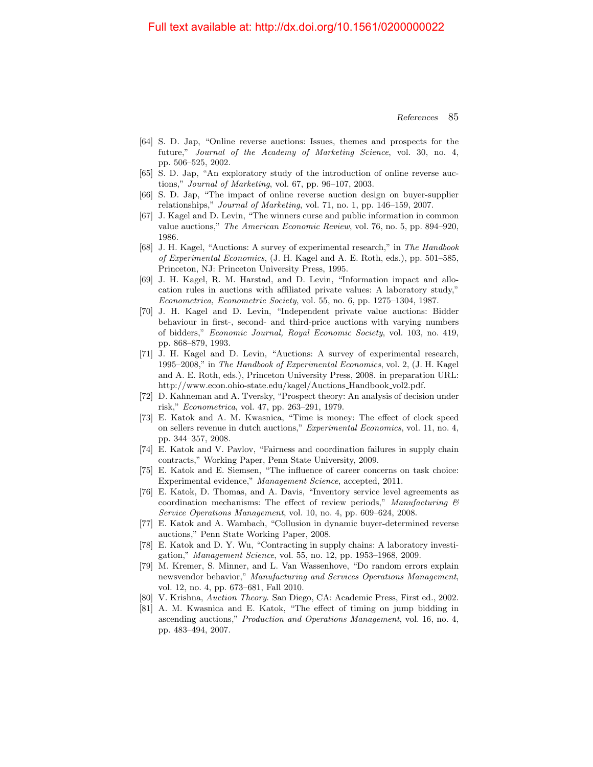[64] S. D. Jap, "Online reverse auctions: Issues, themes and prospects for the future," *Journal of the Academy of Marketing Science*, vol. 30, no. 4, pp. 506–525, 2002.

[65] S. D. Jap, "An exploratory study of the introduction of online reverse auctions," *Journal of Marketing*, vol. 67, pp. 96–107, 2003.

[66] S. D. Jap, "The impact of online reverse auction design on buyer-supplier relationships," *Journal of Marketing*, vol. 71, no. 1, pp. 146–159, 2007.

[67] J. Kagel and D. Levin, "The winners curse and public information in common value auctions," *The American Economic Review*, vol. 76, no. 5, pp. 894–920, 1986.

[68] J. H. Kagel, "Auctions: A survey of experimental research," in *The Handbook of Experimental Economics*, (J. H. Kagel and A. E. Roth, eds.), pp. 501–585, Princeton, NJ: Princeton University Press, 1995.

[69] J. H. Kagel, R. M. Harstad, and D. Levin, "Information impact and allocation rules in auctions with affiliated private values: A laboratory study," *Econometrica, Econometric Society*, vol. 55, no. 6, pp. 1275–1304, 1987.

[70] J. H. Kagel and D. Levin, "Independent private value auctions: Bidder behaviour in first-, second- and third-price auctions with varying numbers of bidders," *Economic Journal, Royal Economic Society*, vol. 103, no. 419, pp. 868–879, 1993.

[71] J. H. Kagel and D. Levin, "Auctions: A survey of experimental research, 1995–2008," in *The Handbook of Experimental Economics*, vol. 2, (J. H. Kagel and A. E. Roth, eds.), Princeton University Press, 2008. in preparation URL: http://www.econ.ohio-state.edu/kagel/Auctions_Handbook_vol2.pdf.

[72] D. Kahneman and A. Tversky, "Prospect theory: An analysis of decision under risk," *Econometrica*, vol. 47, pp. 263–291, 1979.

[73] E. Katok and A. M. Kwasnica, "Time is money: The effect of clock speed on sellers revenue in dutch auctions," *Experimental Economics*, vol. 11, no. 4, pp. 344–357, 2008.

[74] E. Katok and V. Pavlov, "Fairness and coordination failures in supply chain contracts," Working Paper, Penn State University, 2009.

[75] E. Katok and E. Siemsen, "The influence of career concerns on task choice: Experimental evidence," *Management Science*, accepted, 2011.

[76] E. Katok, D. Thomas, and A. Davis, "Inventory service level agreements as coordination mechanisms: The effect of review periods," *Manufacturing & Service Operations Management*, vol. 10, no. 4, pp. 609–624, 2008.

[77] E. Katok and A. Wambach, "Collusion in dynamic buyer-determined reverse auctions," Penn State Working Paper, 2008.

[78] E. Katok and D. Y. Wu, "Contracting in supply chains: A laboratory investigation," *Management Science*, vol. 55, no. 12, pp. 1953–1968, 2009.

[79] M. Kremer, S. Minner, and L. Van Wassenhove, "Do random errors explain newsvendor behavior," *Manufacturing and Services Operations Management*, vol. 12, no. 4, pp. 673–681, Fall 2010.

[80] V. Krishna, *Auction Theory*. San Diego, CA: Academic Press, First ed., 2002.

[81] A. M. Kwasnica and E. Katok, "The effect of timing on jump bidding in ascending auctions," *Production and Operations Management*, vol. 16, no. 4, pp. 483–494, 2007.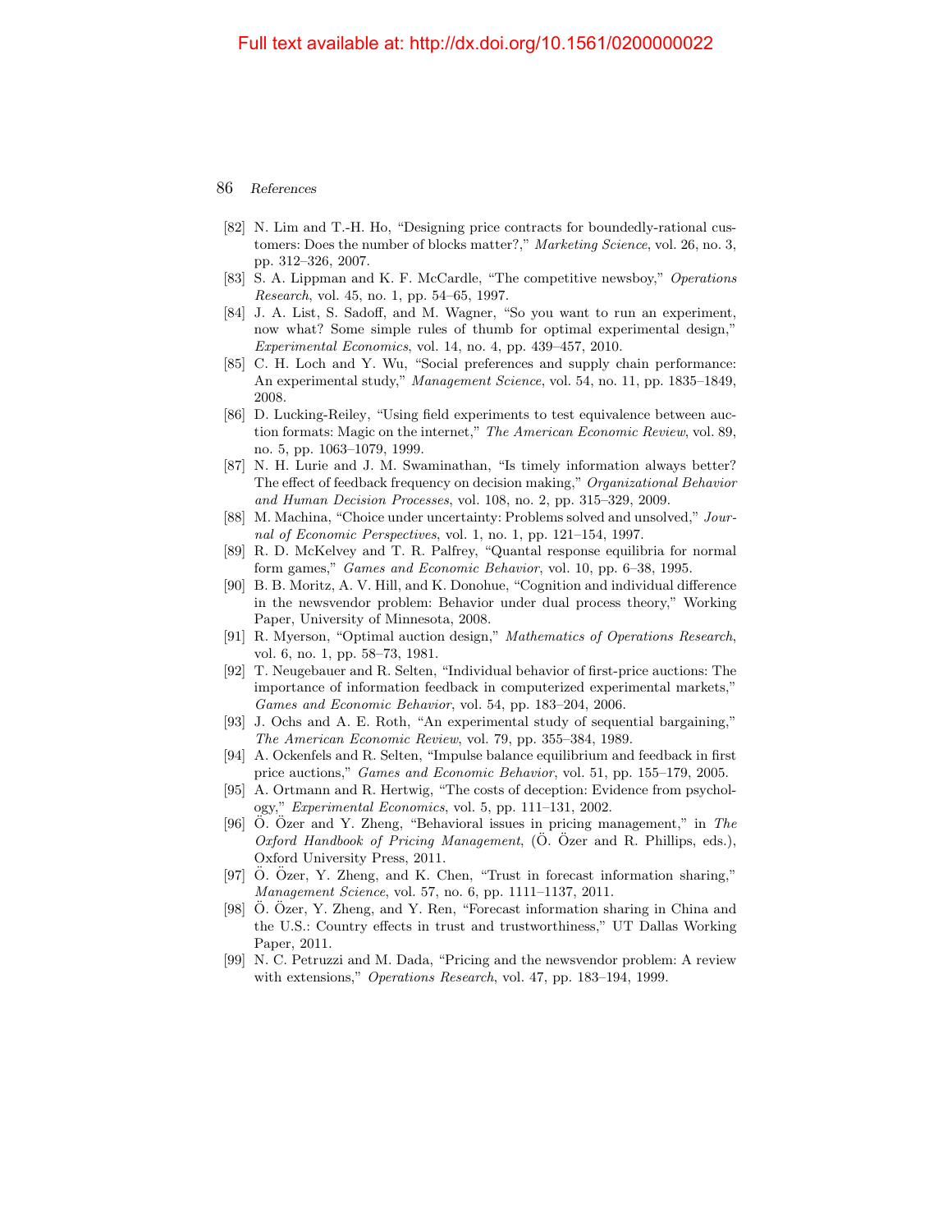- [82] N. Lim and T.-H. Ho, "Designing price contracts for boundedly-rational customers: Does the number of blocks matter?," *Marketing Science*, vol. 26, no. 3, pp. 312–326, 2007.
- [83] S. A. Lippman and K. F. McCardle, "The competitive newsboy," *Operations Research*, vol. 45, no. 1, pp. 54–65, 1997.
- [84] J. A. List, S. Sadoff, and M. Wagner, "So you want to run an experiment, now what? Some simple rules of thumb for optimal experimental design," *Experimental Economics*, vol. 14, no. 4, pp. 439–457, 2010.
- [85] C. H. Loch and Y. Wu, "Social preferences and supply chain performance: An experimental study," *Management Science*, vol. 54, no. 11, pp. 1835–1849, 2008.
- [86] D. Lucking-Reiley, "Using field experiments to test equivalence between auction formats: Magic on the internet," *The American Economic Review*, vol. 89, no. 5, pp. 1063–1079, 1999.
- [87] N. H. Lurie and J. M. Swaminathan, "Is timely information always better? The effect of feedback frequency on decision making," *Organizational Behavior and Human Decision Processes*, vol. 108, no. 2, pp. 315–329, 2009.
- [88] M. Machina, "Choice under uncertainty: Problems solved and unsolved," *Journal of Economic Perspectives*, vol. 1, no. 1, pp. 121–154, 1997.
- [89] R. D. McKelvey and T. R. Palfrey, "Quantal response equilibria for normal form games," *Games and Economic Behavior*, vol. 10, pp. 6–38, 1995.
- [90] B. B. Moritz, A. V. Hill, and K. Donohue, "Cognition and individual difference in the newsvendor problem: Behavior under dual process theory," Working Paper, University of Minnesota, 2008.
- [91] R. Myerson, "Optimal auction design," *Mathematics of Operations Research*, vol. 6, no. 1, pp. 58–73, 1981.
- [92] T. Neugebauer and R. Selten, "Individual behavior of first-price auctions: The importance of information feedback in computerized experimental markets," *Games and Economic Behavior*, vol. 54, pp. 183–204, 2006.
- [93] J. Ochs and A. E. Roth, "An experimental study of sequential bargaining," *The American Economic Review*, vol. 79, pp. 355–384, 1989.
- [94] A. Ockenfels and R. Selten, "Impulse balance equilibrium and feedback in first price auctions," *Games and Economic Behavior*, vol. 51, pp. 155–179, 2005.
- [95] A. Ortmann and R. Hertwig, "The costs of deception: Evidence from psychology," *Experimental Economics*, vol. 5, pp. 111–131, 2002.
- [96] Ö. Özer and Y. Zheng, "Behavioral issues in pricing management," in *The Oxford Handbook of Pricing Management*, (Ö. Özer and R. Phillips, eds.), Oxford University Press, 2011.
- [97] Ö. Özer, Y. Zheng, and K. Chen, "Trust in forecast information sharing," *Management Science*, vol. 57, no. 6, pp. 1111–1137, 2011.
- [98] Ö. Özer, Y. Zheng, and Y. Ren, "Forecast information sharing in China and the U.S.: Country effects in trust and trustworthiness," UT Dallas Working Paper, 2011.
- [99] N. C. Petruzzi and M. Dada, "Pricing and the newsvendor problem: A review with extensions," *Operations Research*, vol. 47, pp. 183–194, 1999.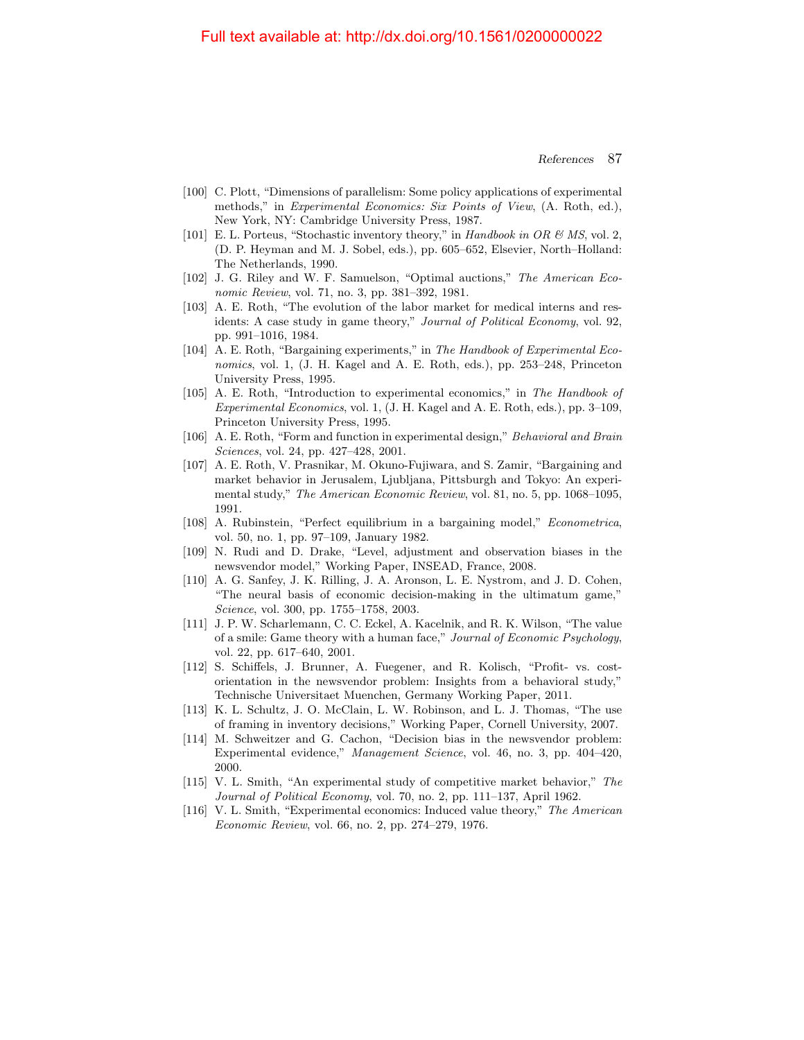[100] C. Plott, "Dimensions of parallelism: Some policy applications of experimental methods," in *Experimental Economics: Six Points of View*, (A. Roth, ed.), New York, NY: Cambridge University Press, 1987.

[101] E. L. Porteus, "Stochastic inventory theory," in *Handbook in OR & MS*, vol. 2, (D. P. Heyman and M. J. Sobel, eds.), pp. 605–652, Elsevier, North–Holland: The Netherlands, 1990.

[102] J. G. Riley and W. F. Samuelson, "Optimal auctions," *The American Economic Review*, vol. 71, no. 3, pp. 381–392, 1981.

[103] A. E. Roth, "The evolution of the labor market for medical interns and residents: A case study in game theory," *Journal of Political Economy*, vol. 92, pp. 991–1016, 1984.

[104] A. E. Roth, "Bargaining experiments," in *The Handbook of Experimental Economics*, vol. 1, (J. H. Kagel and A. E. Roth, eds.), pp. 253–248, Princeton University Press, 1995.

[105] A. E. Roth, "Introduction to experimental economics," in *The Handbook of Experimental Economics*, vol. 1, (J. H. Kagel and A. E. Roth, eds.), pp. 3–109, Princeton University Press, 1995.

[106] A. E. Roth, "Form and function in experimental design," *Behavioral and Brain Sciences*, vol. 24, pp. 427–428, 2001.

[107] A. E. Roth, V. Prasnikar, M. Okuno-Fujiwara, and S. Zamir, "Bargaining and market behavior in Jerusalem, Ljubljana, Pittsburgh and Tokyo: An experimental study," *The American Economic Review*, vol. 81, no. 5, pp. 1068–1095, 1991.

[108] A. Rubinstein, "Perfect equilibrium in a bargaining model," *Econometrica*, vol. 50, no. 1, pp. 97–109, January 1982.

[109] N. Rudi and D. Drake, "Level, adjustment and observation biases in the newsvendor model," Working Paper, INSEAD, France, 2008.

[110] A. G. Sanfey, J. K. Rilling, J. A. Aronson, L. E. Nystrom, and J. D. Cohen, "The neural basis of economic decision-making in the ultimatum game," *Science*, vol. 300, pp. 1755–1758, 2003.

[111] J. P. W. Scharlemann, C. C. Eckel, A. Kacelnik, and R. K. Wilson, "The value of a smile: Game theory with a human face," *Journal of Economic Psychology*, vol. 22, pp. 617–640, 2001.

[112] S. Schiffels, J. Brunner, A. Fuegener, and R. Kolisch, "Profit- vs. cost-orientation in the newsvendor problem: Insights from a behavioral study," Technische Universitaet Muenchen, Germany Working Paper, 2011.

[113] K. L. Schultz, J. O. McClain, L. W. Robinson, and L. J. Thomas, "The use of framing in inventory decisions," Working Paper, Cornell University, 2007.

[114] M. Schweitzer and G. Cachon, "Decision bias in the newsvendor problem: Experimental evidence," *Management Science*, vol. 46, no. 3, pp. 404–420, 2000.

[115] V. L. Smith, "An experimental study of competitive market behavior," *The Journal of Political Economy*, vol. 70, no. 2, pp. 111–137, April 1962.

[116] V. L. Smith, "Experimental economics: Induced value theory," *The American Economic Review*, vol. 66, no. 2, pp. 274–279, 1976.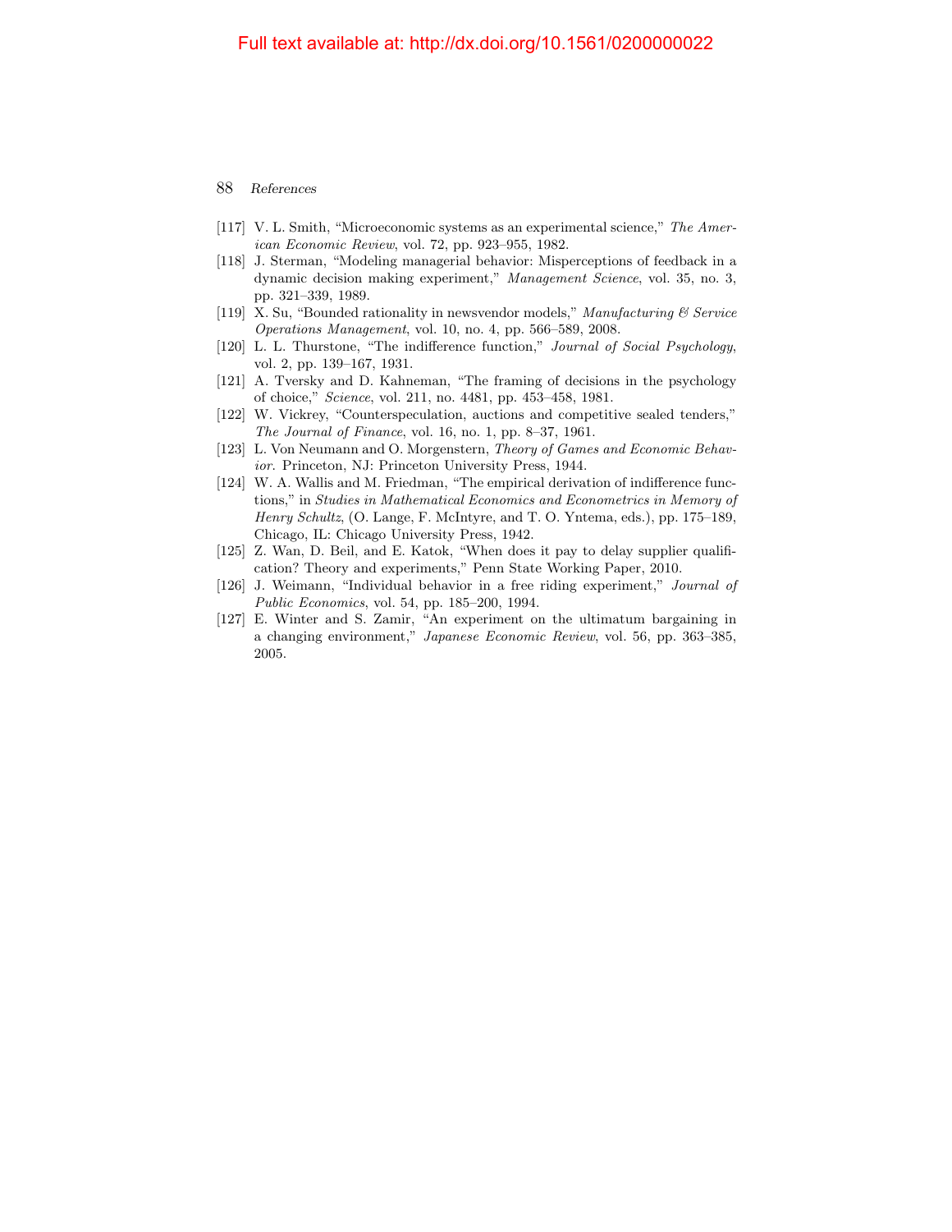[117] V. L. Smith, "Microeconomic systems as an experimental science," *The American Economic Review*, vol. 72, pp. 923–955, 1982.

[118] J. Sterman, "Modeling managerial behavior: Misperceptions of feedback in a dynamic decision making experiment," *Management Science*, vol. 35, no. 3, pp. 321–339, 1989.

[119] X. Su, "Bounded rationality in newsvendor models," *Manufacturing & Service Operations Management*, vol. 10, no. 4, pp. 566–589, 2008.

[120] L. L. Thurstone, "The indifference function," *Journal of Social Psychology*, vol. 2, pp. 139–167, 1931.

[121] A. Tversky and D. Kahneman, "The framing of decisions in the psychology of choice," *Science*, vol. 211, no. 4481, pp. 453–458, 1981.

[122] W. Vickrey, "Counterspeculation, auctions and competitive sealed tenders," *The Journal of Finance*, vol. 16, no. 1, pp. 8–37, 1961.

[123] L. Von Neumann and O. Morgenstern, *Theory of Games and Economic Behavior*. Princeton, NJ: Princeton University Press, 1944.

[124] W. A. Wallis and M. Friedman, "The empirical derivation of indifference functions," in *Studies in Mathematical Economics and Econometrics in Memory of Henry Schultz*, (O. Lange, F. McIntyre, and T. O. Yntema, eds.), pp. 175–189, Chicago, IL: Chicago University Press, 1942.

[125] Z. Wan, D. Beil, and E. Katok, "When does it pay to delay supplier qualification? Theory and experiments," Penn State Working Paper, 2010.

[126] J. Weimann, "Individual behavior in a free riding experiment," *Journal of Public Economics*, vol. 54, pp. 185–200, 1994.

[127] E. Winter and S. Zamir, "An experiment on the ultimatum bargaining in a changing environment," *Japanese Economic Review*, vol. 56, pp. 363–385, 2005.